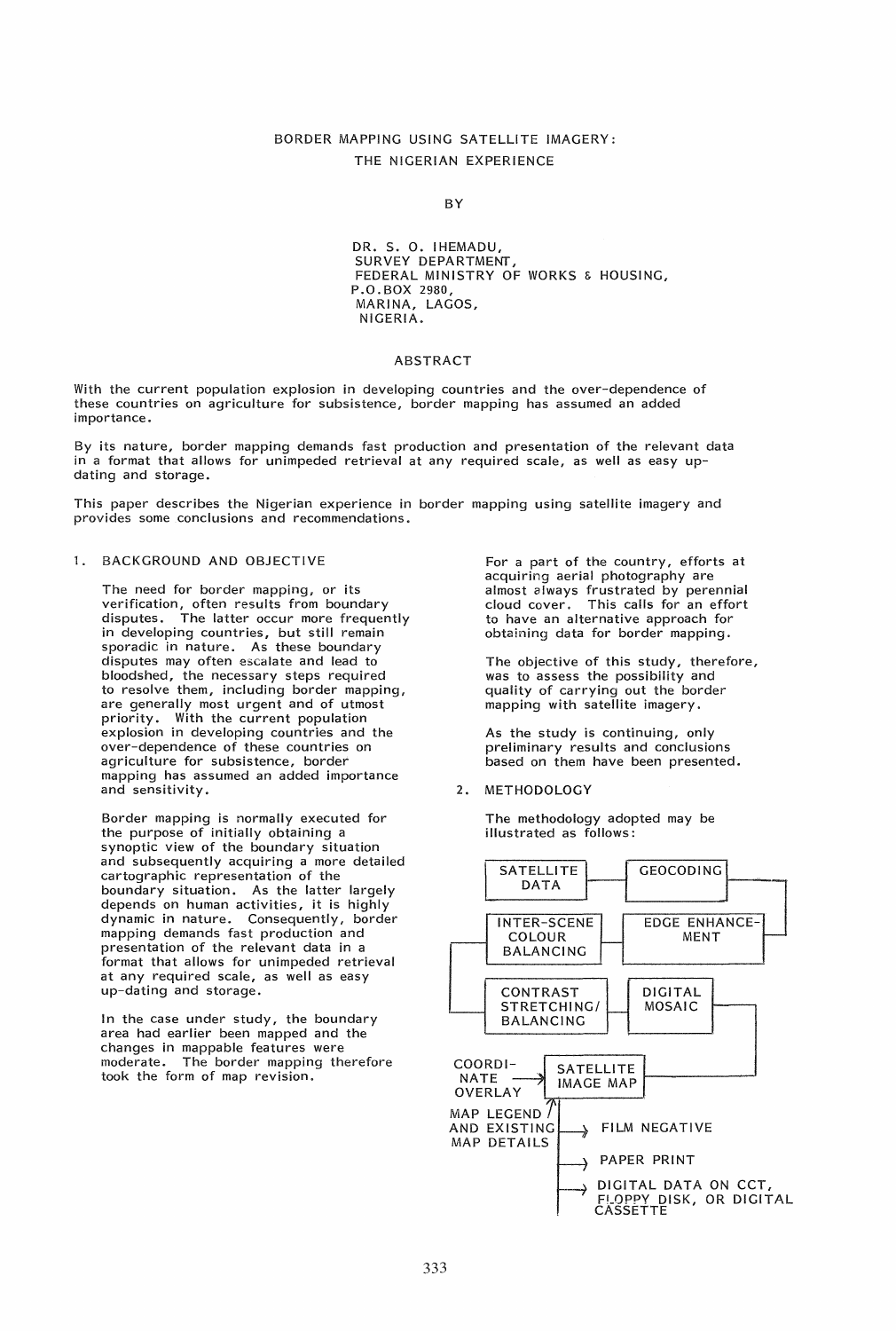# BORDER MAPPING USING SATELLITE IMAGERY: THE NIGERIAN EXPERIENCE

BY

DR. S. O. IHEMADU,
SURVEY DEPARTMENT,
FEDERAL MINISTRY OF WORKS & HOUSING,
P.O.BOX 2980,
MARINA, LAGOS,
NIGERIA.

## ABSTRACT

With the current population explosion in developing countries and the over-dependence of these countries on agriculture for subsistence, border mapping has assumed an added importance.

By its nature, border mapping demands fast production and presentation of the relevant data in a format that allows for unimpeded retrieval at any required scale, as well as easy up-dating and storage.

This paper describes the Nigerian experience in border mapping using satellite imagery and provides some conclusions and recommendations.

## 1. BACKGROUND AND OBJECTIVE

The need for border mapping, or its verification, often results from boundary disputes. The latter occur more frequently in developing countries, but still remain sporadic in nature. As these boundary disputes may often escalate and lead to bloodshed, the necessary steps required to resolve them, including border mapping, are generally most urgent and of utmost priority. With the current population explosion in developing countries and the over-dependence of these countries on agriculture for subsistence, border mapping has assumed an added importance and sensitivity.

Border mapping is normally executed for the purpose of initially obtaining a synoptic view of the boundary situation and subsequently acquiring a more detailed cartographic representation of the boundary situation. As the latter largely depends on human activities, it is highly dynamic in nature. Consequently, border mapping demands fast production and presentation of the relevant data in a format that allows for unimpeded retrieval at any required scale, as well as easy up-dating and storage.

In the case under study, the boundary area had earlier been mapped and the changes in mappable features were moderate. The border mapping therefore took the form of map revision.

For a part of the country, efforts at acquiring aerial photography are almost always frustrated by perennial cloud cover. This calls for an effort to have an alternative approach for obtaining data for border mapping.

The objective of this study, therefore, was to assess the possibility and quality of carrying out the border mapping with satellite imagery.

As the study is continuing, only preliminary results and conclusions based on them have been presented.

## 2. METHODOLOGY

The methodology adopted may be illustrated as follows:

```
SATELLITE DATA ── GEOCODING ── EDGE ENHANCEMENT ── INTER-SCENE COLOUR BALANCING
── CONTRAST STRETCHING/BALANCING ── DIGITAL MOSAIC ── SATELLITE IMAGE MAP

COORDINATE OVERLAY ──> SATELLITE IMAGE MAP
MAP LEGEND AND EXISTING MAP DETAILS ──> SATELLITE IMAGE MAP

SATELLITE IMAGE MAP ──> FILM NEGATIVE
                    ──> PAPER PRINT
                    ──> DIGITAL DATA ON CCT, FLOPPY DISK, OR DIGITAL CASSETTE
```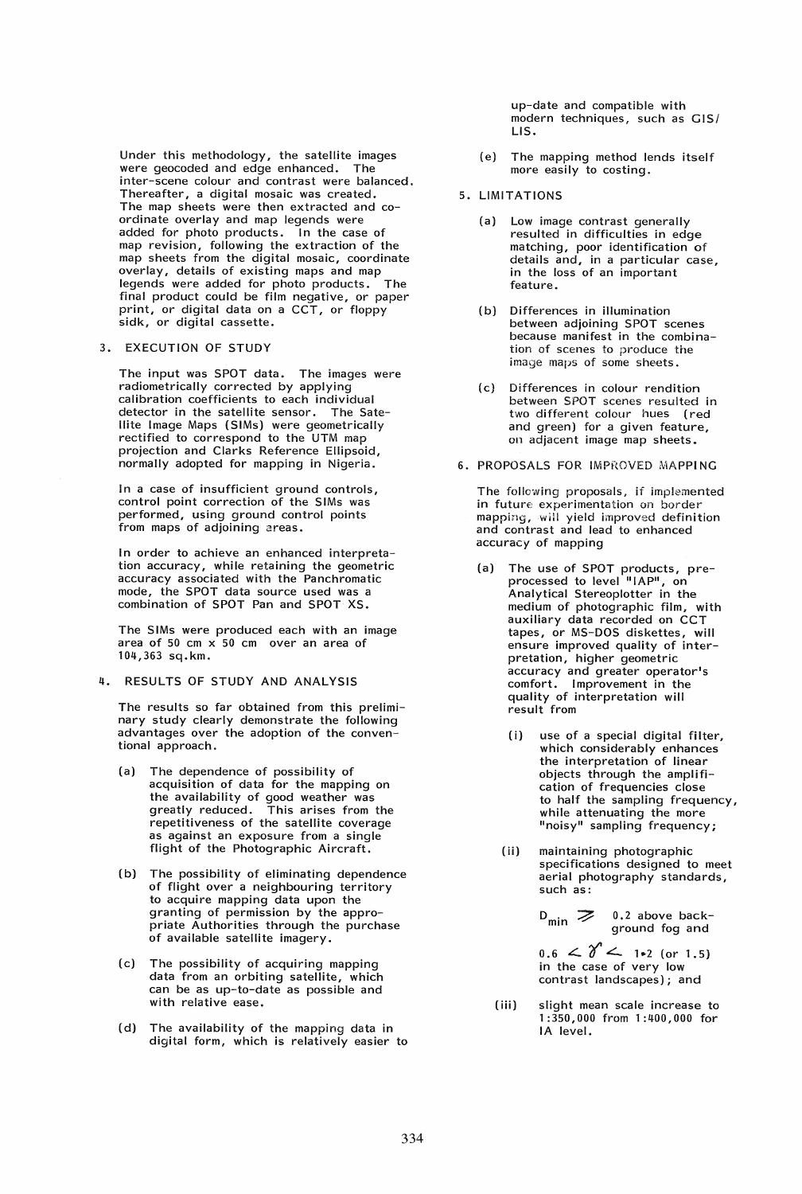Under this methodology, the satellite images were geocoded and edge enhanced. The inter-scene colour and contrast were balanced. Thereafter, a digital mosaic was created. The map sheets were then extracted and co-ordinate overlay and map legends were added for photo products. In the case of map revision, following the extraction of the map sheets from the digital mosaic, coordinate overlay, details of existing maps and map legends were added for photo products. The final product could be film negative, or paper print, or digital data on a CCT, or floppy sidk, or digital cassette.

## 3. EXECUTION OF STUDY

The input was SPOT data. The images were radiometrically corrected by applying calibration coefficients to each individual detector in the satellite sensor. The Satellite Image Maps (SIMs) were geometrically rectified to correspond to the UTM map projection and Clarks Reference Ellipsoid, normally adopted for mapping in Nigeria.

In a case of insufficient ground controls, control point correction of the SIMs was performed, using ground control points from maps of adjoining areas.

In order to achieve an enhanced interpretation accuracy, while retaining the geometric accuracy associated with the Panchromatic mode, the SPOT data source used was a combination of SPOT Pan and SPOT XS.

The SIMs were produced each with an image area of 50 cm x 50 cm over an area of 104,363 sq.km.

## 4. RESULTS OF STUDY AND ANALYSIS

The results so far obtained from this preliminary study clearly demonstrate the following advantages over the adoption of the conventional approach.

(a) The dependence of possibility of acquisition of data for the mapping on the availability of good weather was greatly reduced. This arises from the repetitiveness of the satellite coverage as against an exposure from a single flight of the Photographic Aircraft.

(b) The possibility of eliminating dependence of flight over a neighbouring territory to acquire mapping data upon the granting of permission by the appropriate Authorities through the purchase of available satellite imagery.

(c) The possibility of acquiring mapping data from an orbiting satellite, which can be as up-to-date as possible and with relative ease.

(d) The availability of the mapping data in digital form, which is relatively easier to up-date and compatible with modern techniques, such as GIS/LIS.

(e) The mapping method lends itself more easily to costing.

## 5. LIMITATIONS

(a) Low image contrast generally resulted in difficulties in edge matching, poor identification of details and, in a particular case, in the loss of an important feature.

(b) Differences in illumination between adjoining SPOT scenes because manifest in the combination of scenes to produce the image maps of some sheets.

(c) Differences in colour rendition between SPOT scenes resulted in two different colour hues (red and green) for a given feature, on adjacent image map sheets.

## 6. PROPOSALS FOR IMPROVED MAPPING

The following proposals, if implemented in future experimentation on border mapping, will yield improved definition and contrast and lead to enhanced accuracy of mapping

(a) The use of SPOT products, pre-processed to level "IAP", on Analytical Stereoplotter in the medium of photographic film, with auxiliary data recorded on CCT tapes, or MS-DOS diskettes, will ensure improved quality of interpretation, higher geometric accuracy and greater operator's comfort. Improvement in the quality of interpretation will result from

   (i) use of a special digital filter, which considerably enhances the interpretation of linear objects through the amplification of frequencies close to half the sampling frequency, while attenuating the more "noisy" sampling frequency;

   (ii) maintaining photographic specifications designed to meet aerial photography standards, such as:

   $D_{min} \geqq$ 0.2 above background fog and

   $0.6 < \gamma < 1.2$ (or 1.5) in the case of very low contrast landscapes); and

   (iii) slight mean scale increase to 1:350,000 from 1:400,000 for IA level.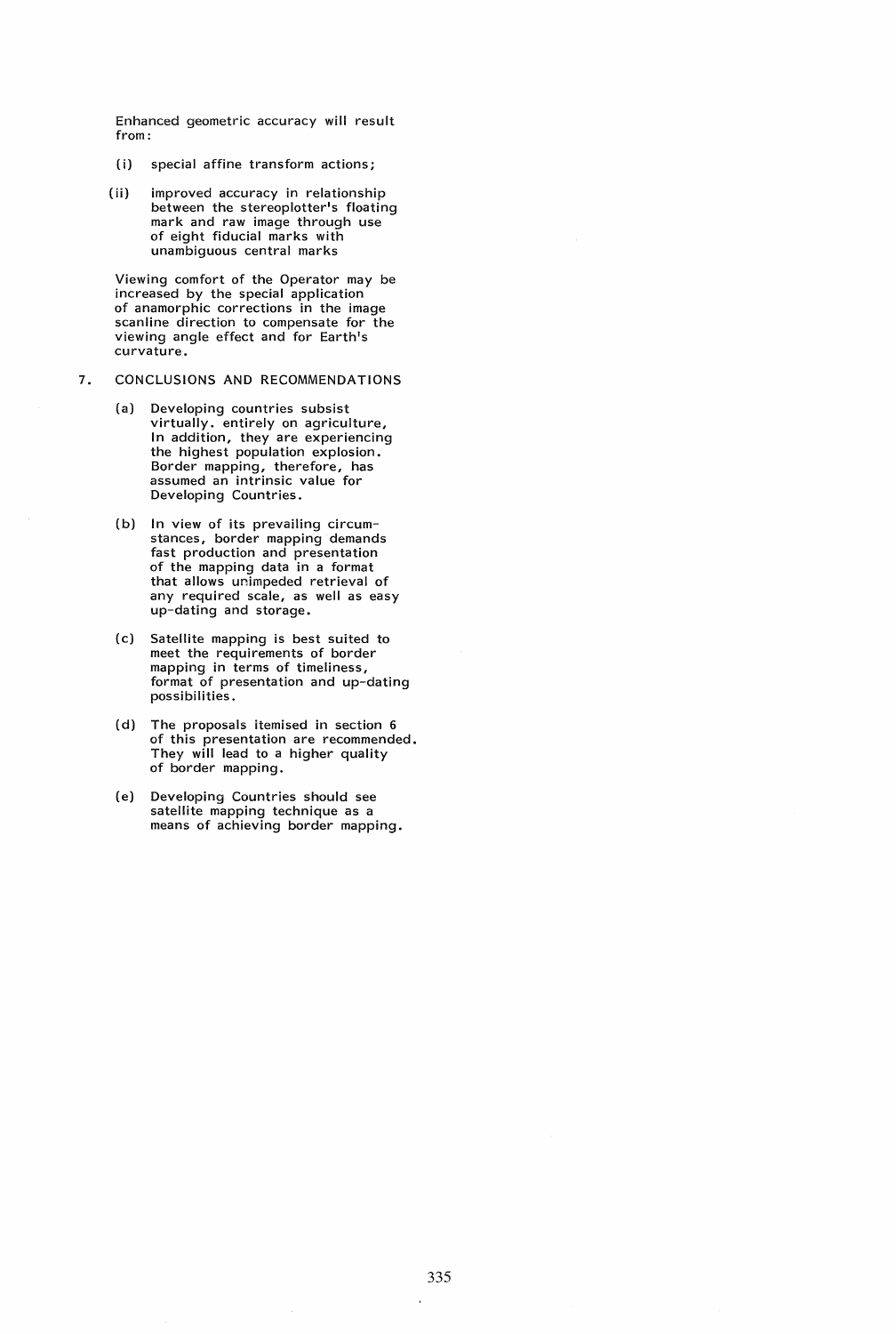Enhanced geometric accuracy will result from:

(i) special affine transform actions;

(ii) improved accuracy in relationship between the stereoplotter's floating mark and raw image through use of eight fiducial marks with unambiguous central marks

Viewing comfort of the Operator may be increased by the special application of anamorphic corrections in the image scanline direction to compensate for the viewing angle effect and for Earth's curvature.

## 7. CONCLUSIONS AND RECOMMENDATIONS

(a) Developing countries subsist virtually. entirely on agriculture, In addition, they are experiencing the highest population explosion. Border mapping, therefore, has assumed an intrinsic value for Developing Countries.

(b) In view of its prevailing circumstances, border mapping demands fast production and presentation of the mapping data in a format that allows unimpeded retrieval of any required scale, as well as easy up-dating and storage.

(c) Satellite mapping is best suited to meet the requirements of border mapping in terms of timeliness, format of presentation and up-dating possibilities.

(d) The proposals itemised in section 6 of this presentation are recommended. They will lead to a higher quality of border mapping.

(e) Developing Countries should see satellite mapping technique as a means of achieving border mapping.